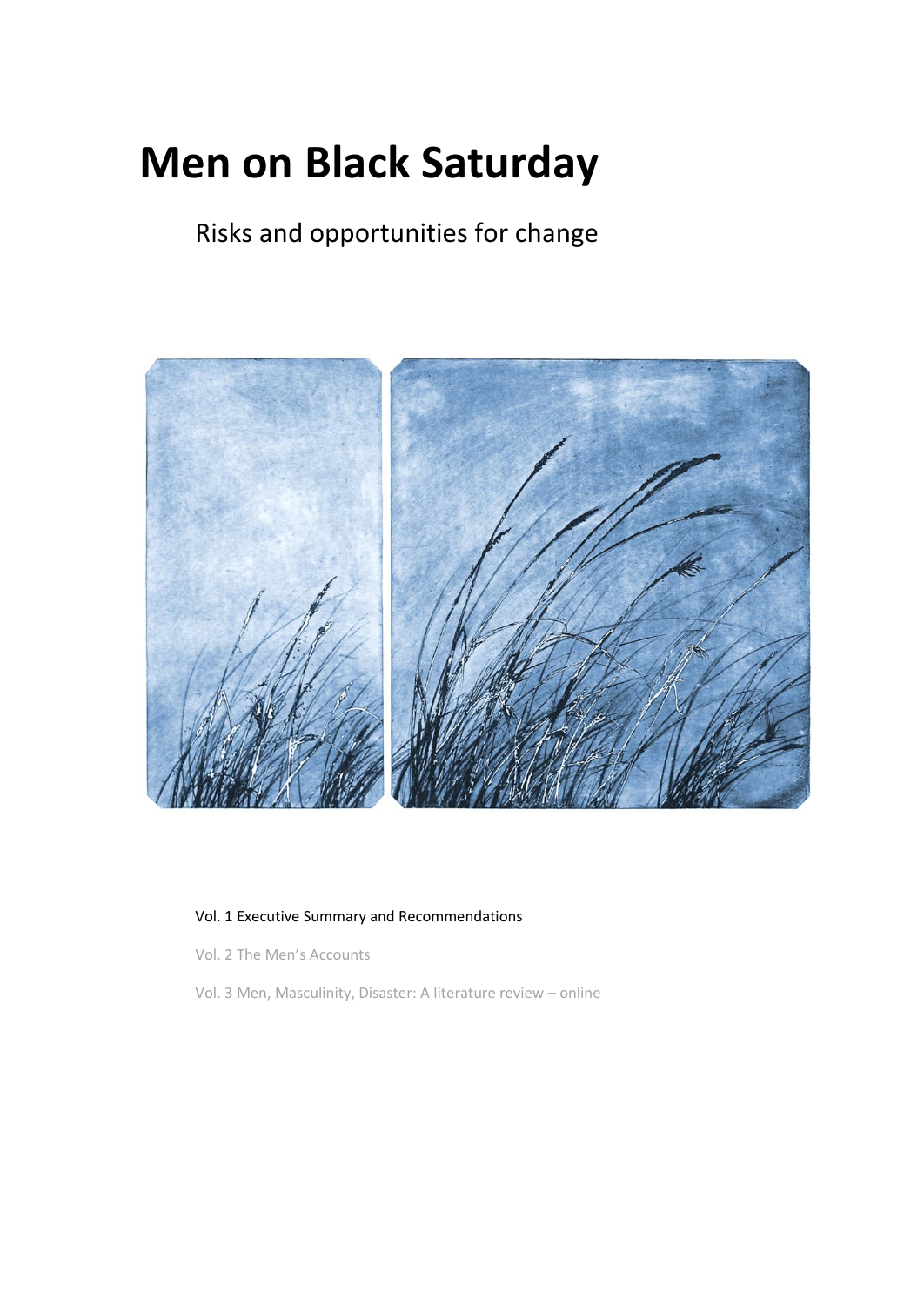# Men on Black Saturday

## Risks and opportunities for change

Vol. 1 Executive Summary and Recommendations

Vol. 2 The Men's Accounts

Vol. 3 Men, Masculinity, Disaster: A literature review – online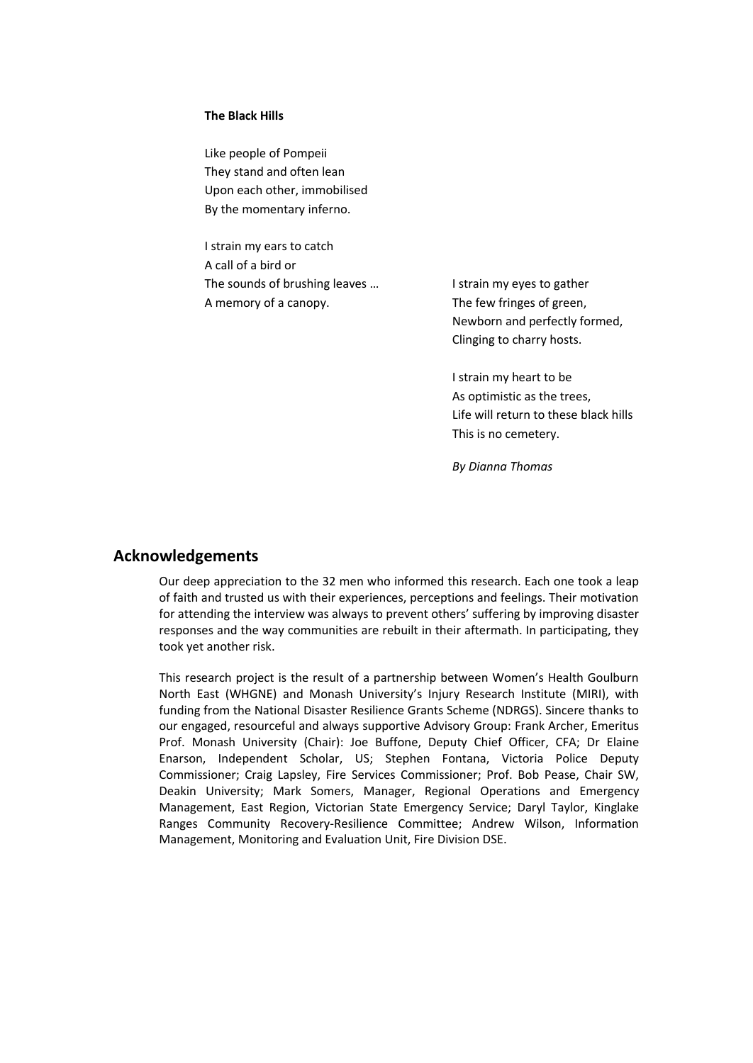**The Black Hills**

Like people of Pompeii
They stand and often lean
Upon each other, immobilised
By the momentary inferno.

I strain my ears to catch
A call of a bird or
The sounds of brushing leaves …
A memory of a canopy.

I strain my eyes to gather
The few fringes of green,
Newborn and perfectly formed,
Clinging to charry hosts.

I strain my heart to be
As optimistic as the trees,
Life will return to these black hills
This is no cemetery.

*By Dianna Thomas*

## Acknowledgements

Our deep appreciation to the 32 men who informed this research. Each one took a leap of faith and trusted us with their experiences, perceptions and feelings. Their motivation for attending the interview was always to prevent others' suffering by improving disaster responses and the way communities are rebuilt in their aftermath. In participating, they took yet another risk.

This research project is the result of a partnership between Women's Health Goulburn North East (WHGNE) and Monash University's Injury Research Institute (MIRI), with funding from the National Disaster Resilience Grants Scheme (NDRGS). Sincere thanks to our engaged, resourceful and always supportive Advisory Group: Frank Archer, Emeritus Prof. Monash University (Chair): Joe Buffone, Deputy Chief Officer, CFA; Dr Elaine Enarson, Independent Scholar, US; Stephen Fontana, Victoria Police Deputy Commissioner; Craig Lapsley, Fire Services Commissioner; Prof. Bob Pease, Chair SW, Deakin University; Mark Somers, Manager, Regional Operations and Emergency Management, East Region, Victorian State Emergency Service; Daryl Taylor, Kinglake Ranges Community Recovery-Resilience Committee; Andrew Wilson, Information Management, Monitoring and Evaluation Unit, Fire Division DSE.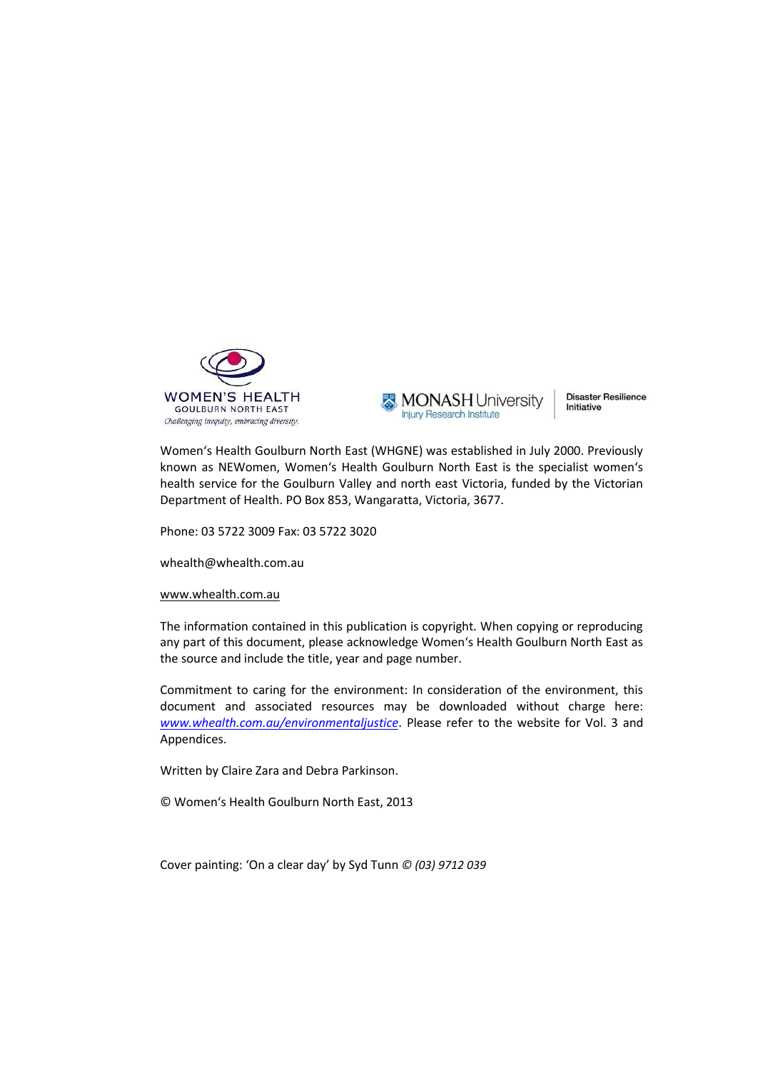WOMEN'S HEALTH GOULBURN NORTH EAST
*Challenging inequity, embracing diversity.*

MONASH University Injury Research Institute | Disaster Resilience Initiative

Women's Health Goulburn North East (WHGNE) was established in July 2000. Previously known as NEWomen, Women's Health Goulburn North East is the specialist women's health service for the Goulburn Valley and north east Victoria, funded by the Victorian Department of Health. PO Box 853, Wangaratta, Victoria, 3677.

Phone: 03 5722 3009 Fax: 03 5722 3020

whealth@whealth.com.au

www.whealth.com.au

The information contained in this publication is copyright. When copying or reproducing any part of this document, please acknowledge Women's Health Goulburn North East as the source and include the title, year and page number.

Commitment to caring for the environment: In consideration of the environment, this document and associated resources may be downloaded without charge here: *www.whealth.com.au/environmentaljustice*. Please refer to the website for Vol. 3 and Appendices.

Written by Claire Zara and Debra Parkinson.

© Women's Health Goulburn North East, 2013

Cover painting: 'On a clear day' by Syd Tunn *© (03) 9712 039*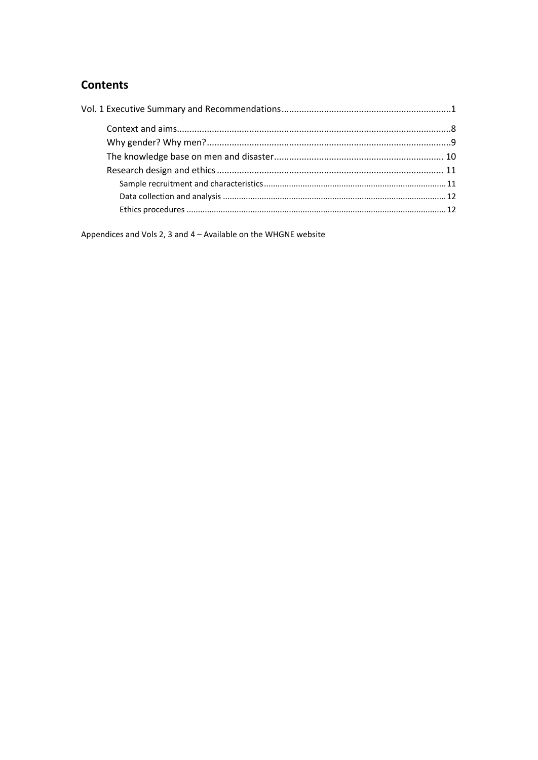## Contents

Vol. 1 Executive Summary and Recommendations ........................................................................1

- Context and aims ........................................................................................................8
- Why gender? Why men? ..............................................................................................9
- The knowledge base on men and disaster ................................................................... 10
- Research design and ethics ........................................................................................ 11
  - Sample recruitment and characteristics ............................................................... 11
  - Data collection and analysis ................................................................................ 12
  - Ethics procedures ................................................................................................ 12

Appendices and Vols 2, 3 and 4 – Available on the WHGNE website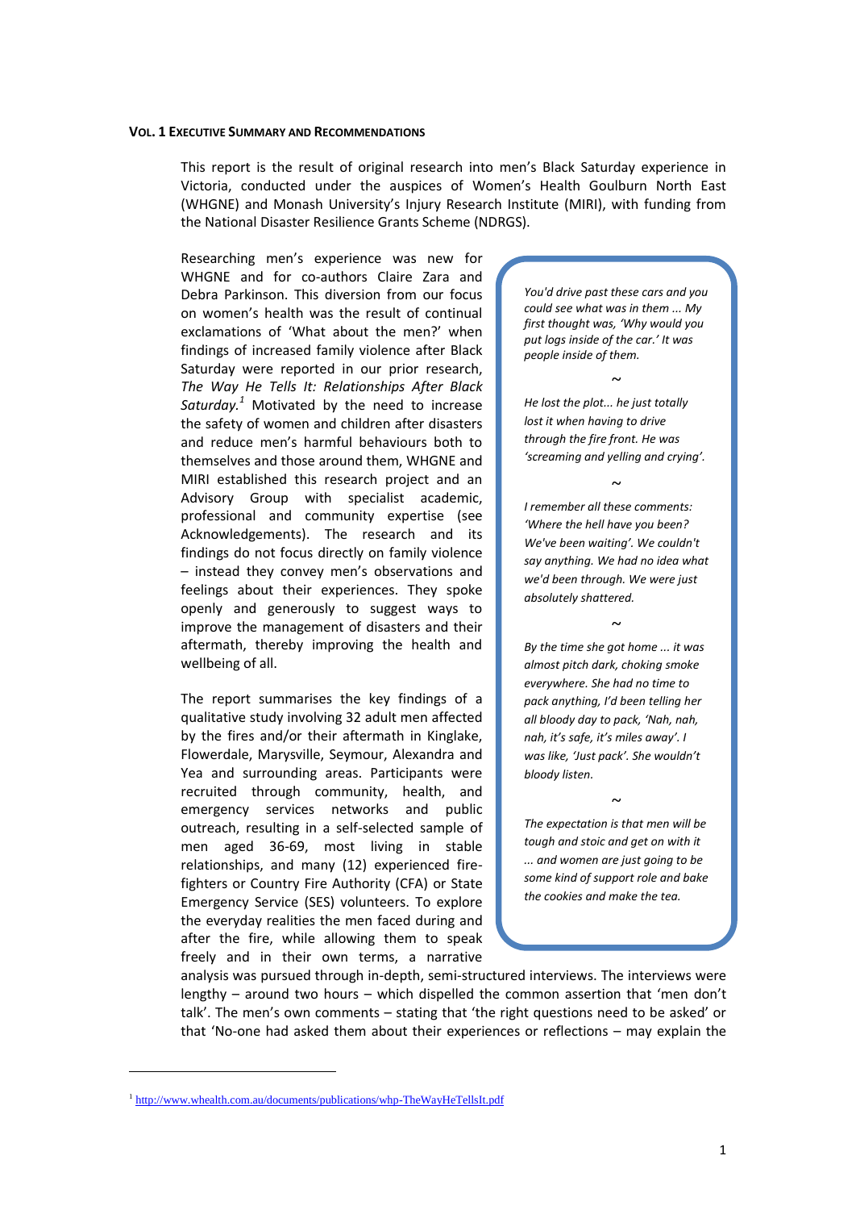**VOL. 1 EXECUTIVE SUMMARY AND RECOMMENDATIONS**

This report is the result of original research into men's Black Saturday experience in Victoria, conducted under the auspices of Women's Health Goulburn North East (WHGNE) and Monash University's Injury Research Institute (MIRI), with funding from the National Disaster Resilience Grants Scheme (NDRGS).

Researching men's experience was new for WHGNE and for co-authors Claire Zara and Debra Parkinson. This diversion from our focus on women's health was the result of continual exclamations of 'What about the men?' when findings of increased family violence after Black Saturday were reported in our prior research, *The Way He Tells It: Relationships After Black Saturday.*[1] Motivated by the need to increase the safety of women and children after disasters and reduce men's harmful behaviours both to themselves and those around them, WHGNE and MIRI established this research project and an Advisory Group with specialist academic, professional and community expertise (see Acknowledgements). The research and its findings do not focus directly on family violence – instead they convey men's observations and feelings about their experiences. They spoke openly and generously to suggest ways to improve the management of disasters and their aftermath, thereby improving the health and wellbeing of all.

> *You'd drive past these cars and you could see what was in them ... My first thought was, 'Why would you put logs inside of the car.' It was people inside of them.*
>
> ~
>
> *He lost the plot... he just totally lost it when having to drive through the fire front. He was 'screaming and yelling and crying'.*
>
> ~
>
> *I remember all these comments: 'Where the hell have you been? We've been waiting'. We couldn't say anything. We had no idea what we'd been through. We were just absolutely shattered.*
>
> ~
>
> *By the time she got home ... it was almost pitch dark, choking smoke everywhere. She had no time to pack anything, I'd been telling her all bloody day to pack, 'Nah, nah, nah, it's safe, it's miles away'. I was like, 'Just pack'. She wouldn't bloody listen.*
>
> ~
>
> *The expectation is that men will be tough and stoic and get on with it ... and women are just going to be some kind of support role and bake the cookies and make the tea.*

The report summarises the key findings of a qualitative study involving 32 adult men affected by the fires and/or their aftermath in Kinglake, Flowerdale, Marysville, Seymour, Alexandra and Yea and surrounding areas. Participants were recruited through community, health, and emergency services networks and public outreach, resulting in a self-selected sample of men aged 36-69, most living in stable relationships, and many (12) experienced fire-fighters or Country Fire Authority (CFA) or State Emergency Service (SES) volunteers. To explore the everyday realities the men faced during and after the fire, while allowing them to speak freely and in their own terms, a narrative analysis was pursued through in-depth, semi-structured interviews. The interviews were lengthy – around two hours – which dispelled the common assertion that 'men don't talk'. The men's own comments – stating that 'the right questions need to be asked' or that 'No-one had asked them about their experiences or reflections – may explain the

[1] http://www.whealth.com.au/documents/publications/whp-TheWayHeTellsIt.pdf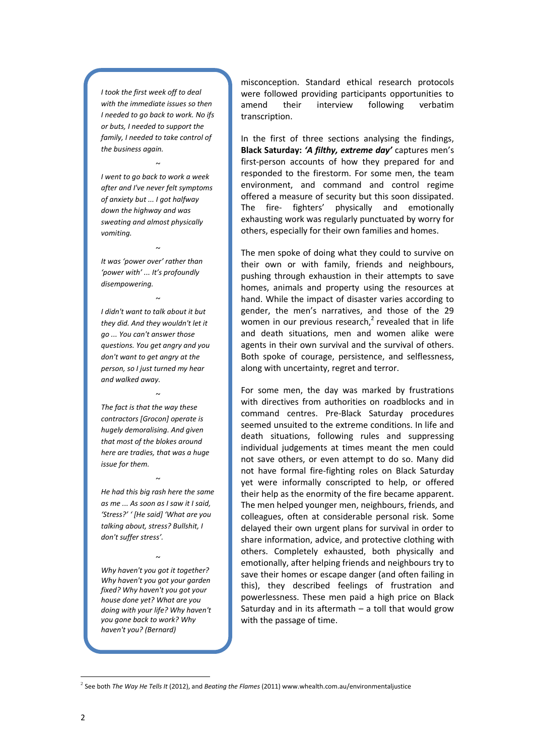*I took the first week off to deal with the immediate issues so then I needed to go back to work. No ifs or buts, I needed to support the family, I needed to take control of the business again.*

~

*I went to go back to work a week after and I've never felt symptoms of anxiety but ... I got halfway down the highway and was sweating and almost physically vomiting.*

~

*It was 'power over' rather than 'power with' ... It's profoundly disempowering.*

~

*I didn't want to talk about it but they did. And they wouldn't let it go ... You can't answer those questions. You get angry and you don't want to get angry at the person, so I just turned my hear and walked away.*

~

*The fact is that the way these contractors [Grocon] operate is hugely demoralising. And given that most of the blokes around here are tradies, that was a huge issue for them.*

~

*He had this big rash here the same as me ... As soon as I saw it I said, 'Stress?' ' [He said] 'What are you talking about, stress? Bullshit, I don't suffer stress'.*

~

*Why haven't you got it together? Why haven't you got your garden fixed? Why haven't you got your house done yet? What are you doing with your life? Why haven't you gone back to work? Why haven't you? (Bernard)*

misconception. Standard ethical research protocols were followed providing participants opportunities to amend their interview following verbatim transcription.

In the first of three sections analysing the findings, **Black Saturday: *'A filthy, extreme day'*** captures men's first-person accounts of how they prepared for and responded to the firestorm. For some men, the team environment, and command and control regime offered a measure of security but this soon dissipated. The fire- fighters' physically and emotionally exhausting work was regularly punctuated by worry for others, especially for their own families and homes.

The men spoke of doing what they could to survive on their own or with family, friends and neighbours, pushing through exhaustion in their attempts to save homes, animals and property using the resources at hand. While the impact of disaster varies according to gender, the men's narratives, and those of the 29 women in our previous research,[2] revealed that in life and death situations, men and women alike were agents in their own survival and the survival of others. Both spoke of courage, persistence, and selflessness, along with uncertainty, regret and terror.

For some men, the day was marked by frustrations with directives from authorities on roadblocks and in command centres. Pre-Black Saturday procedures seemed unsuited to the extreme conditions. In life and death situations, following rules and suppressing individual judgements at times meant the men could not save others, or even attempt to do so. Many did not have formal fire-fighting roles on Black Saturday yet were informally conscripted to help, or offered their help as the enormity of the fire became apparent. The men helped younger men, neighbours, friends, and colleagues, often at considerable personal risk. Some delayed their own urgent plans for survival in order to share information, advice, and protective clothing with others. Completely exhausted, both physically and emotionally, after helping friends and neighbours try to save their homes or escape danger (and often failing in this), they described feelings of frustration and powerlessness. These men paid a high price on Black Saturday and in its aftermath – a toll that would grow with the passage of time.

[2] See both *The Way He Tells It* (2012), and *Beating the Flames* (2011) www.whealth.com.au/environmentaljustice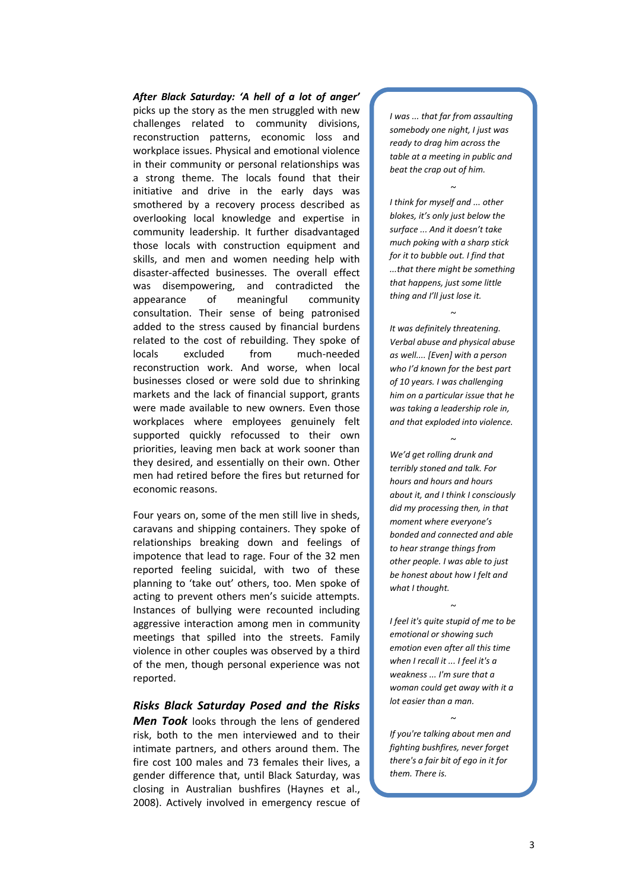***After Black Saturday: 'A hell of a lot of anger'*** picks up the story as the men struggled with new challenges related to community divisions, reconstruction patterns, economic loss and workplace issues. Physical and emotional violence in their community or personal relationships was a strong theme. The locals found that their initiative and drive in the early days was smothered by a recovery process described as overlooking local knowledge and expertise in community leadership. It further disadvantaged those locals with construction equipment and skills, and men and women needing help with disaster-affected businesses. The overall effect was disempowering, and contradicted the appearance of meaningful community consultation. Their sense of being patronised added to the stress caused by financial burdens related to the cost of rebuilding. They spoke of locals excluded from much-needed reconstruction work. And worse, when local businesses closed or were sold due to shrinking markets and the lack of financial support, grants were made available to new owners. Even those workplaces where employees genuinely felt supported quickly refocussed to their own priorities, leaving men back at work sooner than they desired, and essentially on their own. Other men had retired before the fires but returned for economic reasons.

Four years on, some of the men still live in sheds, caravans and shipping containers. They spoke of relationships breaking down and feelings of impotence that lead to rage. Four of the 32 men reported feeling suicidal, with two of these planning to 'take out' others, too. Men spoke of acting to prevent others men's suicide attempts. Instances of bullying were recounted including aggressive interaction among men in community meetings that spilled into the streets. Family violence in other couples was observed by a third of the men, though personal experience was not reported.

***Risks Black Saturday Posed and the Risks Men Took*** looks through the lens of gendered risk, both to the men interviewed and to their intimate partners, and others around them. The fire cost 100 males and 73 females their lives, a gender difference that, until Black Saturday, was closing in Australian bushfires (Haynes et al., 2008). Actively involved in emergency rescue of

*I was ... that far from assaulting somebody one night, I just was ready to drag him across the table at a meeting in public and beat the crap out of him.*

~

*I think for myself and ... other blokes, it's only just below the surface ... And it doesn't take much poking with a sharp stick for it to bubble out. I find that ...that there might be something that happens, just some little thing and I'll just lose it.*

~

*It was definitely threatening. Verbal abuse and physical abuse as well.... [Even] with a person who I'd known for the best part of 10 years. I was challenging him on a particular issue that he was taking a leadership role in, and that exploded into violence.*

~

*We'd get rolling drunk and terribly stoned and talk. For hours and hours and hours about it, and I think I consciously did my processing then, in that moment where everyone's bonded and connected and able to hear strange things from other people. I was able to just be honest about how I felt and what I thought.*

~

*I feel it's quite stupid of me to be emotional or showing such emotion even after all this time when I recall it ... I feel it's a weakness ... I'm sure that a woman could get away with it a lot easier than a man.*

~

*If you're talking about men and fighting bushfires, never forget there's a fair bit of ego in it for them. There is.*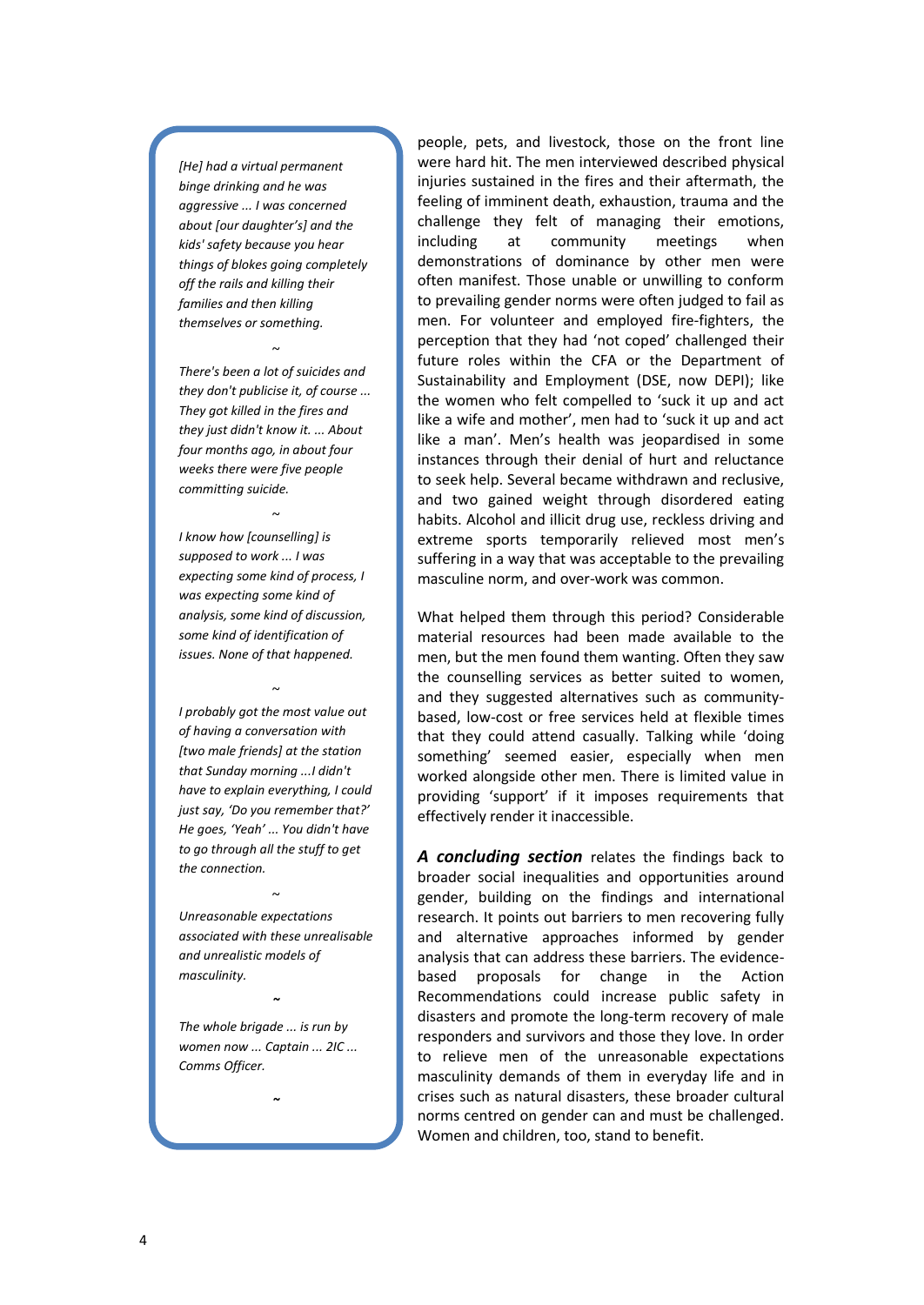*[He] had a virtual permanent binge drinking and he was aggressive ... I was concerned about [our daughter's] and the kids' safety because you hear things of blokes going completely off the rails and killing their families and then killing themselves or something.*

~

*There's been a lot of suicides and they don't publicise it, of course ... They got killed in the fires and they just didn't know it. ... About four months ago, in about four weeks there were five people committing suicide.*

~

*I know how [counselling] is supposed to work ... I was expecting some kind of process, I was expecting some kind of analysis, some kind of discussion, some kind of identification of issues. None of that happened.*

~

*I probably got the most value out of having a conversation with [two male friends] at the station that Sunday morning ...I didn't have to explain everything, I could just say, 'Do you remember that?' He goes, 'Yeah' ... You didn't have to go through all the stuff to get the connection.*

~

*Unreasonable expectations associated with these unrealisable and unrealistic models of masculinity.*

~

*The whole brigade ... is run by women now ... Captain ... 2IC ... Comms Officer.*

~

people, pets, and livestock, those on the front line were hard hit. The men interviewed described physical injuries sustained in the fires and their aftermath, the feeling of imminent death, exhaustion, trauma and the challenge they felt of managing their emotions, including at community meetings when demonstrations of dominance by other men were often manifest. Those unable or unwilling to conform to prevailing gender norms were often judged to fail as men. For volunteer and employed fire-fighters, the perception that they had 'not coped' challenged their future roles within the CFA or the Department of Sustainability and Employment (DSE, now DEPI); like the women who felt compelled to 'suck it up and act like a wife and mother', men had to 'suck it up and act like a man'. Men's health was jeopardised in some instances through their denial of hurt and reluctance to seek help. Several became withdrawn and reclusive, and two gained weight through disordered eating habits. Alcohol and illicit drug use, reckless driving and extreme sports temporarily relieved most men's suffering in a way that was acceptable to the prevailing masculine norm, and over-work was common.

What helped them through this period? Considerable material resources had been made available to the men, but the men found them wanting. Often they saw the counselling services as better suited to women, and they suggested alternatives such as community-based, low-cost or free services held at flexible times that they could attend casually. Talking while 'doing something' seemed easier, especially when men worked alongside other men. There is limited value in providing 'support' if it imposes requirements that effectively render it inaccessible.

***A concluding section*** relates the findings back to broader social inequalities and opportunities around gender, building on the findings and international research. It points out barriers to men recovering fully and alternative approaches informed by gender analysis that can address these barriers. The evidence-based proposals for change in the Action Recommendations could increase public safety in disasters and promote the long-term recovery of male responders and survivors and those they love. In order to relieve men of the unreasonable expectations masculinity demands of them in everyday life and in crises such as natural disasters, these broader cultural norms centred on gender can and must be challenged. Women and children, too, stand to benefit.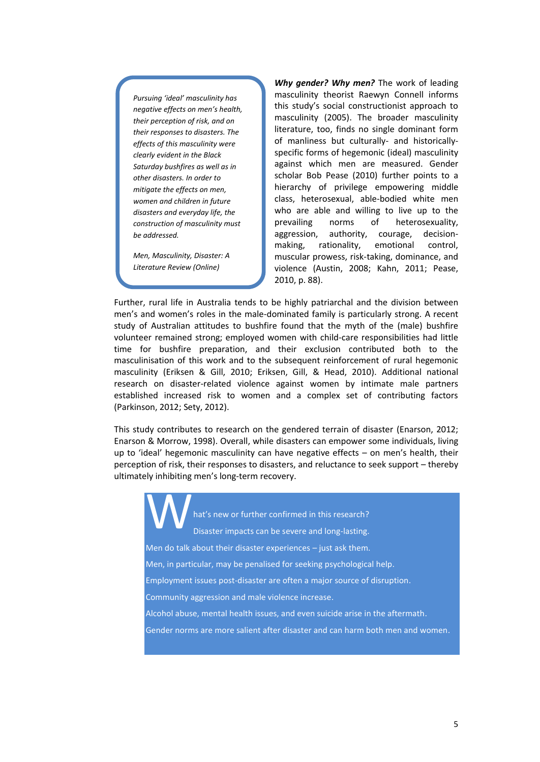> *Pursuing 'ideal' masculinity has negative effects on men's health, their perception of risk, and on their responses to disasters. The effects of this masculinity were clearly evident in the Black Saturday bushfires as well as in other disasters. In order to mitigate the effects on men, women and children in future disasters and everyday life, the construction of masculinity must be addressed.*
>
> *Men, Masculinity, Disaster: A Literature Review (Online)*

***Why gender? Why men?*** The work of leading masculinity theorist Raewyn Connell informs this study's social constructionist approach to masculinity (2005). The broader masculinity literature, too, finds no single dominant form of manliness but culturally- and historically-specific forms of hegemonic (ideal) masculinity against which men are measured. Gender scholar Bob Pease (2010) further points to a hierarchy of privilege empowering middle class, heterosexual, able-bodied white men who are able and willing to live up to the prevailing norms of heterosexuality, aggression, authority, courage, decision-making, rationality, emotional control, muscular prowess, risk-taking, dominance, and violence (Austin, 2008; Kahn, 2011; Pease, 2010, p. 88).

Further, rural life in Australia tends to be highly patriarchal and the division between men's and women's roles in the male-dominated family is particularly strong. A recent study of Australian attitudes to bushfire found that the myth of the (male) bushfire volunteer remained strong; employed women with child-care responsibilities had little time for bushfire preparation, and their exclusion contributed both to the masculinisation of this work and to the subsequent reinforcement of rural hegemonic masculinity (Eriksen & Gill, 2010; Eriksen, Gill, & Head, 2010). Additional national research on disaster-related violence against women by intimate male partners established increased risk to women and a complex set of contributing factors (Parkinson, 2012; Sety, 2012).

This study contributes to research on the gendered terrain of disaster (Enarson, 2012; Enarson & Morrow, 1998). Overall, while disasters can empower some individuals, living up to 'ideal' hegemonic masculinity can have negative effects – on men's health, their perception of risk, their responses to disasters, and reluctance to seek support – thereby ultimately inhibiting men's long-term recovery.

**What's new or further confirmed in this research?**

- Disaster impacts can be severe and long-lasting.
- Men do talk about their disaster experiences – just ask them.
- Men, in particular, may be penalised for seeking psychological help.
- Employment issues post-disaster are often a major source of disruption.
- Community aggression and male violence increase.
- Alcohol abuse, mental health issues, and even suicide arise in the aftermath.
- Gender norms are more salient after disaster and can harm both men and women.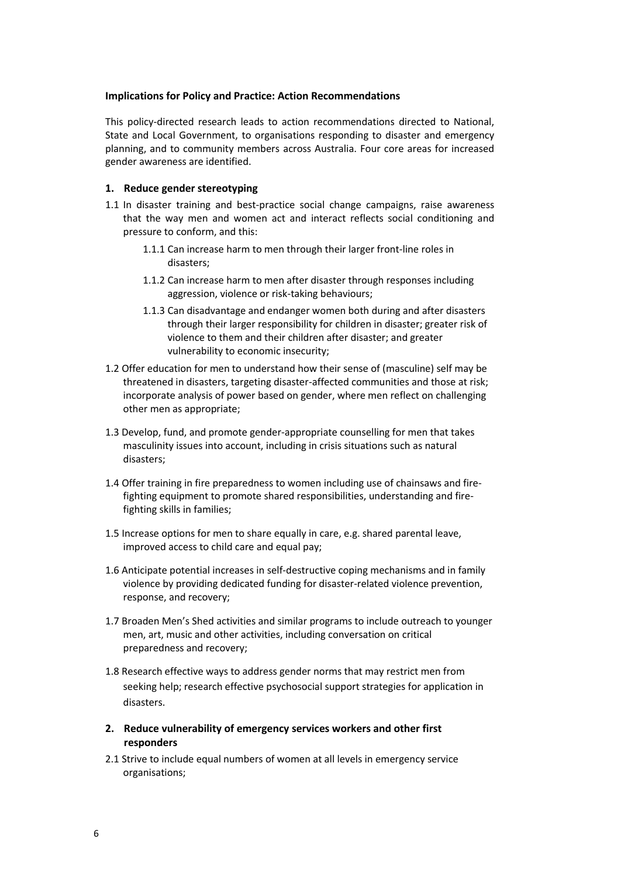**Implications for Policy and Practice: Action Recommendations**

This policy-directed research leads to action recommendations directed to National, State and Local Government, to organisations responding to disaster and emergency planning, and to community members across Australia. Four core areas for increased gender awareness are identified.

**1. Reduce gender stereotyping**

1.1 In disaster training and best-practice social change campaigns, raise awareness that the way men and women act and interact reflects social conditioning and pressure to conform, and this:

- 1.1.1 Can increase harm to men through their larger front-line roles in disasters;
- 1.1.2 Can increase harm to men after disaster through responses including aggression, violence or risk-taking behaviours;
- 1.1.3 Can disadvantage and endanger women both during and after disasters through their larger responsibility for children in disaster; greater risk of violence to them and their children after disaster; and greater vulnerability to economic insecurity;

1.2 Offer education for men to understand how their sense of (masculine) self may be threatened in disasters, targeting disaster-affected communities and those at risk; incorporate analysis of power based on gender, where men reflect on challenging other men as appropriate;

1.3 Develop, fund, and promote gender-appropriate counselling for men that takes masculinity issues into account, including in crisis situations such as natural disasters;

1.4 Offer training in fire preparedness to women including use of chainsaws and fire-fighting equipment to promote shared responsibilities, understanding and fire-fighting skills in families;

1.5 Increase options for men to share equally in care, e.g. shared parental leave, improved access to child care and equal pay;

1.6 Anticipate potential increases in self-destructive coping mechanisms and in family violence by providing dedicated funding for disaster-related violence prevention, response, and recovery;

1.7 Broaden Men's Shed activities and similar programs to include outreach to younger men, art, music and other activities, including conversation on critical preparedness and recovery;

1.8 Research effective ways to address gender norms that may restrict men from seeking help; research effective psychosocial support strategies for application in disasters.

**2. Reduce vulnerability of emergency services workers and other first responders**

2.1 Strive to include equal numbers of women at all levels in emergency service organisations;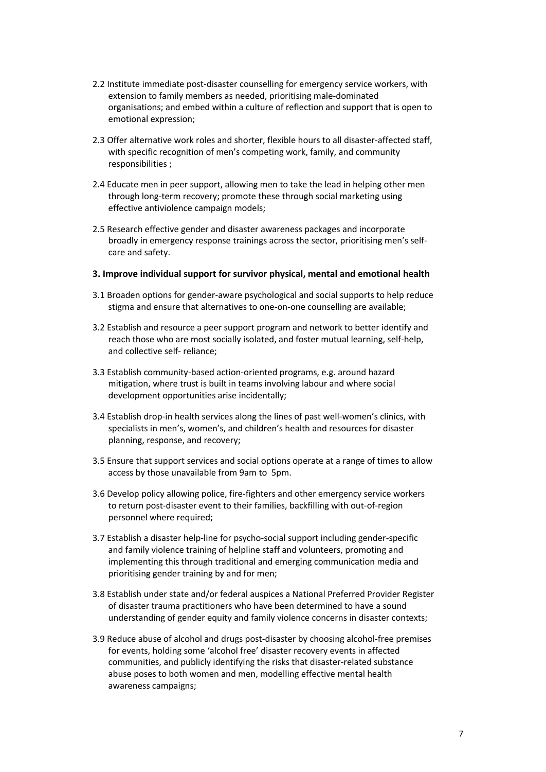2.2 Institute immediate post-disaster counselling for emergency service workers, with extension to family members as needed, prioritising male-dominated organisations; and embed within a culture of reflection and support that is open to emotional expression;

2.3 Offer alternative work roles and shorter, flexible hours to all disaster-affected staff, with specific recognition of men's competing work, family, and community responsibilities ;

2.4 Educate men in peer support, allowing men to take the lead in helping other men through long-term recovery; promote these through social marketing using effective antiviolence campaign models;

2.5 Research effective gender and disaster awareness packages and incorporate broadly in emergency response trainings across the sector, prioritising men's self-care and safety.

**3. Improve individual support for survivor physical, mental and emotional health**

3.1 Broaden options for gender-aware psychological and social supports to help reduce stigma and ensure that alternatives to one-on-one counselling are available;

3.2 Establish and resource a peer support program and network to better identify and reach those who are most socially isolated, and foster mutual learning, self-help, and collective self- reliance;

3.3 Establish community-based action-oriented programs, e.g. around hazard mitigation, where trust is built in teams involving labour and where social development opportunities arise incidentally;

3.4 Establish drop-in health services along the lines of past well-women's clinics, with specialists in men's, women's, and children's health and resources for disaster planning, response, and recovery;

3.5 Ensure that support services and social options operate at a range of times to allow access by those unavailable from 9am to 5pm.

3.6 Develop policy allowing police, fire-fighters and other emergency service workers to return post-disaster event to their families, backfilling with out-of-region personnel where required;

3.7 Establish a disaster help-line for psycho-social support including gender-specific and family violence training of helpline staff and volunteers, promoting and implementing this through traditional and emerging communication media and prioritising gender training by and for men;

3.8 Establish under state and/or federal auspices a National Preferred Provider Register of disaster trauma practitioners who have been determined to have a sound understanding of gender equity and family violence concerns in disaster contexts;

3.9 Reduce abuse of alcohol and drugs post-disaster by choosing alcohol-free premises for events, holding some 'alcohol free' disaster recovery events in affected communities, and publicly identifying the risks that disaster-related substance abuse poses to both women and men, modelling effective mental health awareness campaigns;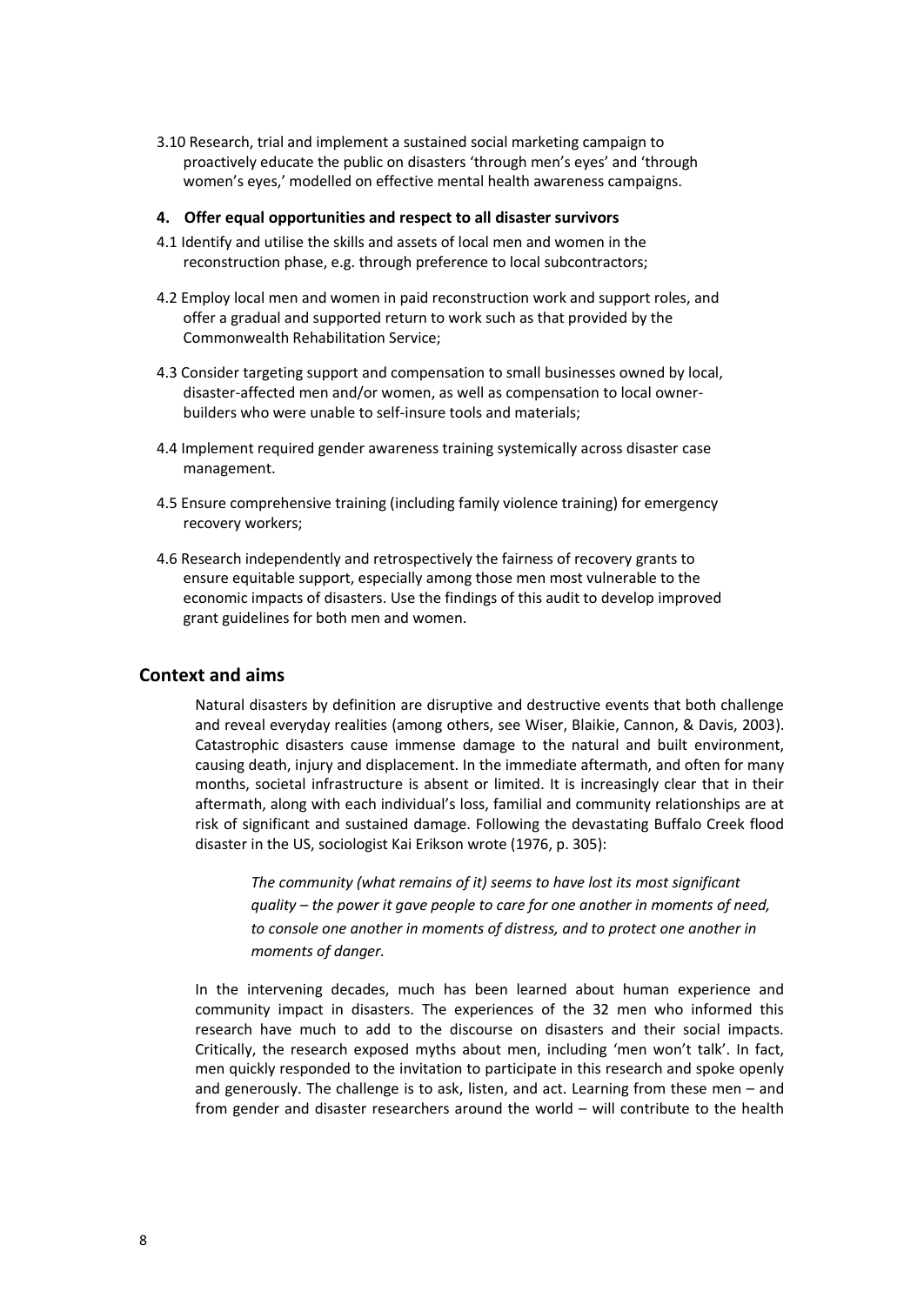3.10 Research, trial and implement a sustained social marketing campaign to proactively educate the public on disasters 'through men's eyes' and 'through women's eyes,' modelled on effective mental health awareness campaigns.

**4. Offer equal opportunities and respect to all disaster survivors**

4.1 Identify and utilise the skills and assets of local men and women in the reconstruction phase, e.g. through preference to local subcontractors;

4.2 Employ local men and women in paid reconstruction work and support roles, and offer a gradual and supported return to work such as that provided by the Commonwealth Rehabilitation Service;

4.3 Consider targeting support and compensation to small businesses owned by local, disaster-affected men and/or women, as well as compensation to local owner-builders who were unable to self-insure tools and materials;

4.4 Implement required gender awareness training systemically across disaster case management.

4.5 Ensure comprehensive training (including family violence training) for emergency recovery workers;

4.6 Research independently and retrospectively the fairness of recovery grants to ensure equitable support, especially among those men most vulnerable to the economic impacts of disasters. Use the findings of this audit to develop improved grant guidelines for both men and women.

## Context and aims

Natural disasters by definition are disruptive and destructive events that both challenge and reveal everyday realities (among others, see Wiser, Blaikie, Cannon, & Davis, 2003). Catastrophic disasters cause immense damage to the natural and built environment, causing death, injury and displacement. In the immediate aftermath, and often for many months, societal infrastructure is absent or limited. It is increasingly clear that in their aftermath, along with each individual's loss, familial and community relationships are at risk of significant and sustained damage. Following the devastating Buffalo Creek flood disaster in the US, sociologist Kai Erikson wrote (1976, p. 305):

> *The community (what remains of it) seems to have lost its most significant quality – the power it gave people to care for one another in moments of need, to console one another in moments of distress, and to protect one another in moments of danger.*

In the intervening decades, much has been learned about human experience and community impact in disasters. The experiences of the 32 men who informed this research have much to add to the discourse on disasters and their social impacts. Critically, the research exposed myths about men, including 'men won't talk'. In fact, men quickly responded to the invitation to participate in this research and spoke openly and generously. The challenge is to ask, listen, and act. Learning from these men – and from gender and disaster researchers around the world – will contribute to the health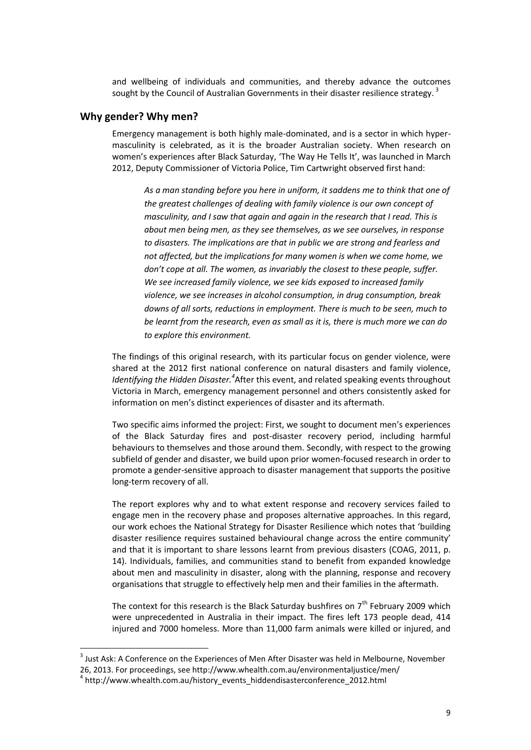and wellbeing of individuals and communities, and thereby advance the outcomes sought by the Council of Australian Governments in their disaster resilience strategy. [3]

## Why gender? Why men?

Emergency management is both highly male-dominated, and is a sector in which hyper-masculinity is celebrated, as it is the broader Australian society. When research on women's experiences after Black Saturday, 'The Way He Tells It', was launched in March 2012, Deputy Commissioner of Victoria Police, Tim Cartwright observed first hand:

> *As a man standing before you here in uniform, it saddens me to think that one of the greatest challenges of dealing with family violence is our own concept of masculinity, and I saw that again and again in the research that I read. This is about men being men, as they see themselves, as we see ourselves, in response to disasters. The implications are that in public we are strong and fearless and not affected, but the implications for many women is when we come home, we don't cope at all. The women, as invariably the closest to these people, suffer. We see increased family violence, we see kids exposed to increased family violence, we see increases in alcohol consumption, in drug consumption, break downs of all sorts, reductions in employment. There is much to be seen, much to be learnt from the research, even as small as it is, there is much more we can do to explore this environment.*

The findings of this original research, with its particular focus on gender violence, were shared at the 2012 first national conference on natural disasters and family violence, *Identifying the Hidden Disaster.*[4] After this event, and related speaking events throughout Victoria in March, emergency management personnel and others consistently asked for information on men's distinct experiences of disaster and its aftermath.

Two specific aims informed the project: First, we sought to document men's experiences of the Black Saturday fires and post-disaster recovery period, including harmful behaviours to themselves and those around them. Secondly, with respect to the growing subfield of gender and disaster, we build upon prior women-focused research in order to promote a gender-sensitive approach to disaster management that supports the positive long-term recovery of all.

The report explores why and to what extent response and recovery services failed to engage men in the recovery phase and proposes alternative approaches. In this regard, our work echoes the National Strategy for Disaster Resilience which notes that 'building disaster resilience requires sustained behavioural change across the entire community' and that it is important to share lessons learnt from previous disasters (COAG, 2011, p. 14). Individuals, families, and communities stand to benefit from expanded knowledge about men and masculinity in disaster, along with the planning, response and recovery organisations that struggle to effectively help men and their families in the aftermath.

The context for this research is the Black Saturday bushfires on 7th February 2009 which were unprecedented in Australia in their impact. The fires left 173 people dead, 414 injured and 7000 homeless. More than 11,000 farm animals were killed or injured, and

---

[3] Just Ask: A Conference on the Experiences of Men After Disaster was held in Melbourne, November 26, 2013. For proceedings, see http://www.whealth.com.au/environmentaljustice/men/

[4] http://www.whealth.com.au/history_events_hiddendisasterconference_2012.html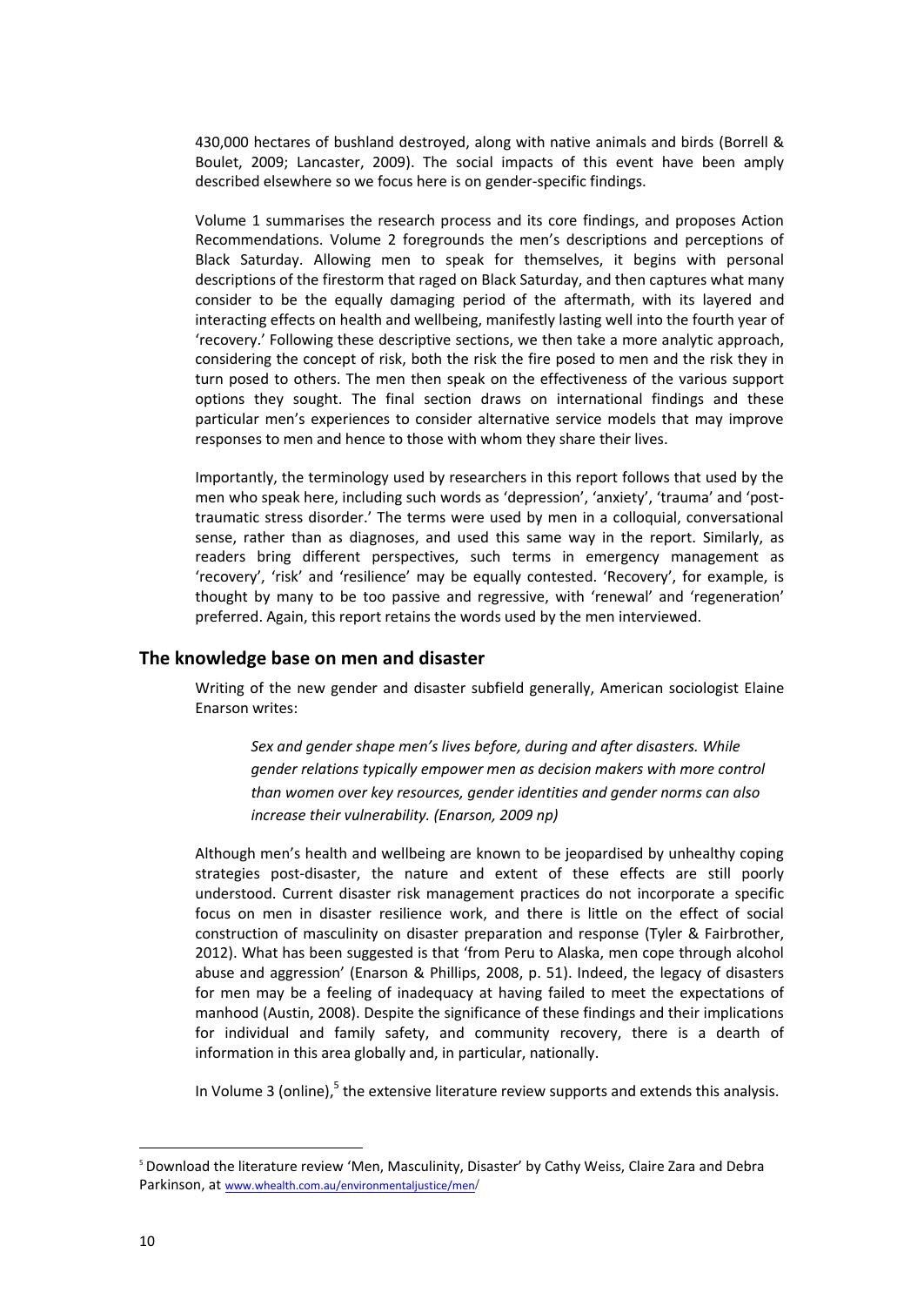430,000 hectares of bushland destroyed, along with native animals and birds (Borrell & Boulet, 2009; Lancaster, 2009). The social impacts of this event have been amply described elsewhere so we focus here is on gender-specific findings.

Volume 1 summarises the research process and its core findings, and proposes Action Recommendations. Volume 2 foregrounds the men's descriptions and perceptions of Black Saturday. Allowing men to speak for themselves, it begins with personal descriptions of the firestorm that raged on Black Saturday, and then captures what many consider to be the equally damaging period of the aftermath, with its layered and interacting effects on health and wellbeing, manifestly lasting well into the fourth year of 'recovery.' Following these descriptive sections, we then take a more analytic approach, considering the concept of risk, both the risk the fire posed to men and the risk they in turn posed to others. The men then speak on the effectiveness of the various support options they sought. The final section draws on international findings and these particular men's experiences to consider alternative service models that may improve responses to men and hence to those with whom they share their lives.

Importantly, the terminology used by researchers in this report follows that used by the men who speak here, including such words as 'depression', 'anxiety', 'trauma' and 'post-traumatic stress disorder.' The terms were used by men in a colloquial, conversational sense, rather than as diagnoses, and used this same way in the report. Similarly, as readers bring different perspectives, such terms in emergency management as 'recovery', 'risk' and 'resilience' may be equally contested. 'Recovery', for example, is thought by many to be too passive and regressive, with 'renewal' and 'regeneration' preferred. Again, this report retains the words used by the men interviewed.

## The knowledge base on men and disaster

Writing of the new gender and disaster subfield generally, American sociologist Elaine Enarson writes:

> *Sex and gender shape men's lives before, during and after disasters. While gender relations typically empower men as decision makers with more control than women over key resources, gender identities and gender norms can also increase their vulnerability. (Enarson, 2009 np)*

Although men's health and wellbeing are known to be jeopardised by unhealthy coping strategies post-disaster, the nature and extent of these effects are still poorly understood. Current disaster risk management practices do not incorporate a specific focus on men in disaster resilience work, and there is little on the effect of social construction of masculinity on disaster preparation and response (Tyler & Fairbrother, 2012). What has been suggested is that 'from Peru to Alaska, men cope through alcohol abuse and aggression' (Enarson & Phillips, 2008, p. 51). Indeed, the legacy of disasters for men may be a feeling of inadequacy at having failed to meet the expectations of manhood (Austin, 2008). Despite the significance of these findings and their implications for individual and family safety, and community recovery, there is a dearth of information in this area globally and, in particular, nationally.

In Volume 3 (online),[5] the extensive literature review supports and extends this analysis.

[5] Download the literature review 'Men, Masculinity, Disaster' by Cathy Weiss, Claire Zara and Debra Parkinson, at www.whealth.com.au/environmentaljustice/men/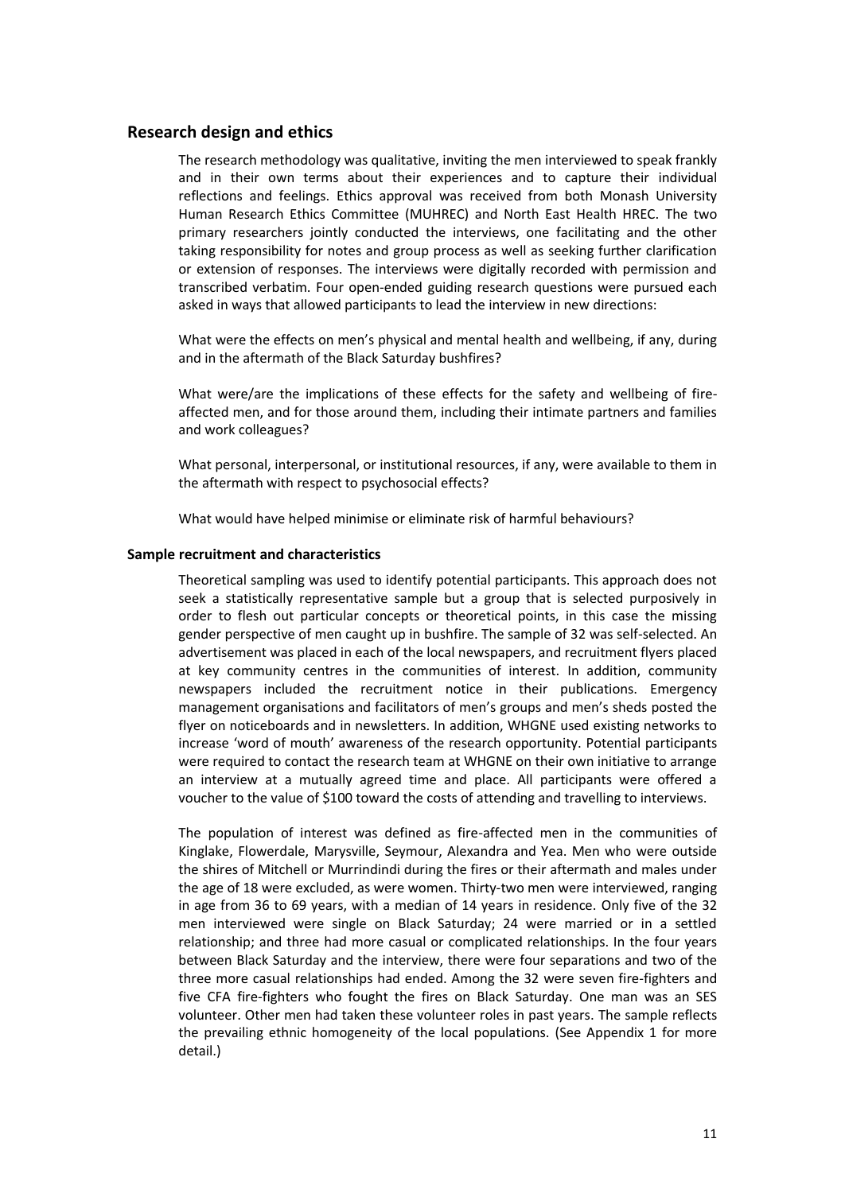## Research design and ethics

The research methodology was qualitative, inviting the men interviewed to speak frankly and in their own terms about their experiences and to capture their individual reflections and feelings. Ethics approval was received from both Monash University Human Research Ethics Committee (MUHREC) and North East Health HREC. The two primary researchers jointly conducted the interviews, one facilitating and the other taking responsibility for notes and group process as well as seeking further clarification or extension of responses. The interviews were digitally recorded with permission and transcribed verbatim. Four open-ended guiding research questions were pursued each asked in ways that allowed participants to lead the interview in new directions:

What were the effects on men's physical and mental health and wellbeing, if any, during and in the aftermath of the Black Saturday bushfires?

What were/are the implications of these effects for the safety and wellbeing of fire-affected men, and for those around them, including their intimate partners and families and work colleagues?

What personal, interpersonal, or institutional resources, if any, were available to them in the aftermath with respect to psychosocial effects?

What would have helped minimise or eliminate risk of harmful behaviours?

### Sample recruitment and characteristics

Theoretical sampling was used to identify potential participants. This approach does not seek a statistically representative sample but a group that is selected purposively in order to flesh out particular concepts or theoretical points, in this case the missing gender perspective of men caught up in bushfire. The sample of 32 was self-selected. An advertisement was placed in each of the local newspapers, and recruitment flyers placed at key community centres in the communities of interest. In addition, community newspapers included the recruitment notice in their publications. Emergency management organisations and facilitators of men's groups and men's sheds posted the flyer on noticeboards and in newsletters. In addition, WHGNE used existing networks to increase 'word of mouth' awareness of the research opportunity. Potential participants were required to contact the research team at WHGNE on their own initiative to arrange an interview at a mutually agreed time and place. All participants were offered a voucher to the value of $100 toward the costs of attending and travelling to interviews.

The population of interest was defined as fire-affected men in the communities of Kinglake, Flowerdale, Marysville, Seymour, Alexandra and Yea. Men who were outside the shires of Mitchell or Murrindindi during the fires or their aftermath and males under the age of 18 were excluded, as were women. Thirty-two men were interviewed, ranging in age from 36 to 69 years, with a median of 14 years in residence. Only five of the 32 men interviewed were single on Black Saturday; 24 were married or in a settled relationship; and three had more casual or complicated relationships. In the four years between Black Saturday and the interview, there were four separations and two of the three more casual relationships had ended. Among the 32 were seven fire-fighters and five CFA fire-fighters who fought the fires on Black Saturday. One man was an SES volunteer. Other men had taken these volunteer roles in past years. The sample reflects the prevailing ethnic homogeneity of the local populations. (See Appendix 1 for more detail.)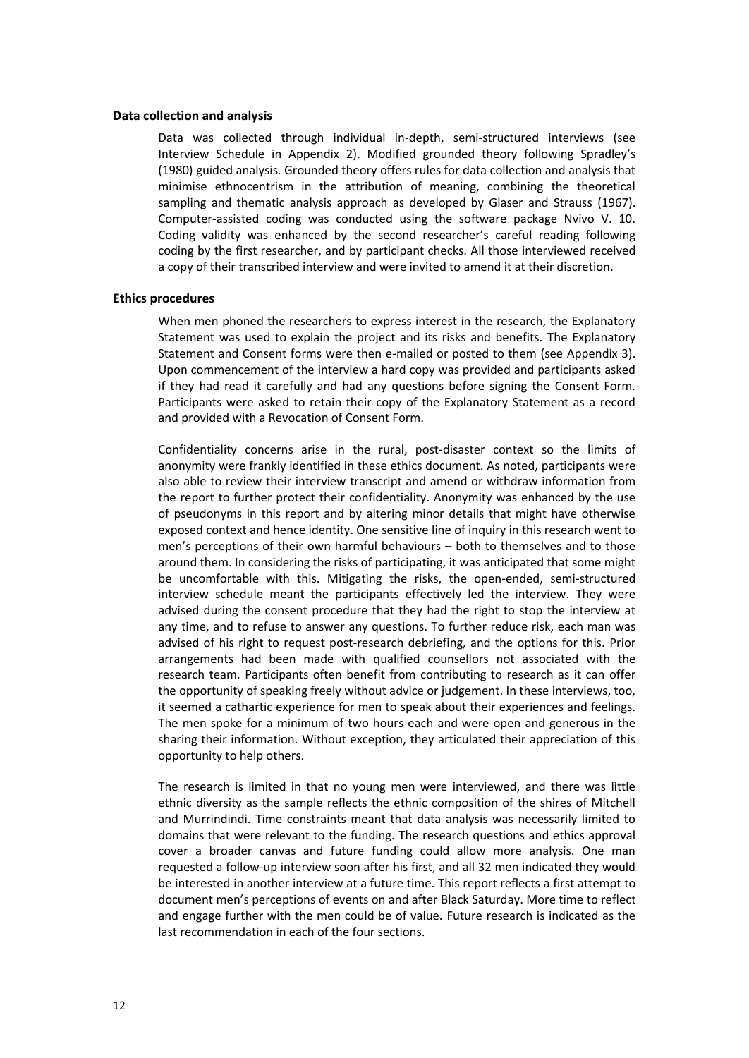### Data collection and analysis

Data was collected through individual in-depth, semi-structured interviews (see Interview Schedule in Appendix 2). Modified grounded theory following Spradley's (1980) guided analysis. Grounded theory offers rules for data collection and analysis that minimise ethnocentrism in the attribution of meaning, combining the theoretical sampling and thematic analysis approach as developed by Glaser and Strauss (1967). Computer-assisted coding was conducted using the software package Nvivo V. 10. Coding validity was enhanced by the second researcher's careful reading following coding by the first researcher, and by participant checks. All those interviewed received a copy of their transcribed interview and were invited to amend it at their discretion.

### Ethics procedures

When men phoned the researchers to express interest in the research, the Explanatory Statement was used to explain the project and its risks and benefits. The Explanatory Statement and Consent forms were then e-mailed or posted to them (see Appendix 3). Upon commencement of the interview a hard copy was provided and participants asked if they had read it carefully and had any questions before signing the Consent Form. Participants were asked to retain their copy of the Explanatory Statement as a record and provided with a Revocation of Consent Form.

Confidentiality concerns arise in the rural, post-disaster context so the limits of anonymity were frankly identified in these ethics document. As noted, participants were also able to review their interview transcript and amend or withdraw information from the report to further protect their confidentiality. Anonymity was enhanced by the use of pseudonyms in this report and by altering minor details that might have otherwise exposed context and hence identity. One sensitive line of inquiry in this research went to men's perceptions of their own harmful behaviours – both to themselves and to those around them. In considering the risks of participating, it was anticipated that some might be uncomfortable with this. Mitigating the risks, the open-ended, semi-structured interview schedule meant the participants effectively led the interview. They were advised during the consent procedure that they had the right to stop the interview at any time, and to refuse to answer any questions. To further reduce risk, each man was advised of his right to request post-research debriefing, and the options for this. Prior arrangements had been made with qualified counsellors not associated with the research team. Participants often benefit from contributing to research as it can offer the opportunity of speaking freely without advice or judgement. In these interviews, too, it seemed a cathartic experience for men to speak about their experiences and feelings. The men spoke for a minimum of two hours each and were open and generous in the sharing their information. Without exception, they articulated their appreciation of this opportunity to help others.

The research is limited in that no young men were interviewed, and there was little ethnic diversity as the sample reflects the ethnic composition of the shires of Mitchell and Murrindindi. Time constraints meant that data analysis was necessarily limited to domains that were relevant to the funding. The research questions and ethics approval cover a broader canvas and future funding could allow more analysis. One man requested a follow-up interview soon after his first, and all 32 men indicated they would be interested in another interview at a future time. This report reflects a first attempt to document men's perceptions of events on and after Black Saturday. More time to reflect and engage further with the men could be of value. Future research is indicated as the last recommendation in each of the four sections.